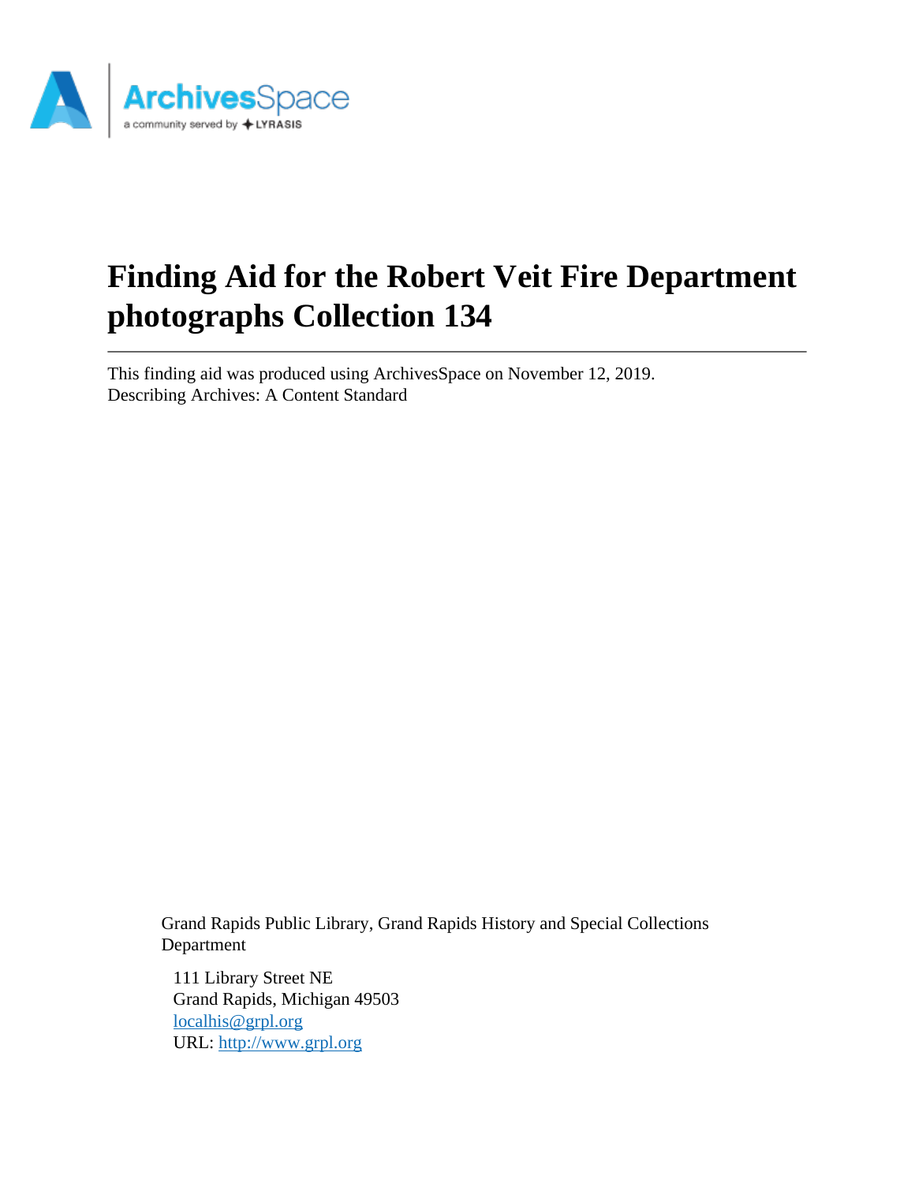# Finding Aid for the Robert Veit Fire Department photographs Collection 134

This finding aid was produced using ArchivesSpace on November 12, 2019.
Describing Archives: A Content Standard

Grand Rapids Public Library, Grand Rapids History and Special Collections Department

111 Library Street NE
Grand Rapids, Michigan 49503
localhis@grpl.org
URL: http://www.grpl.org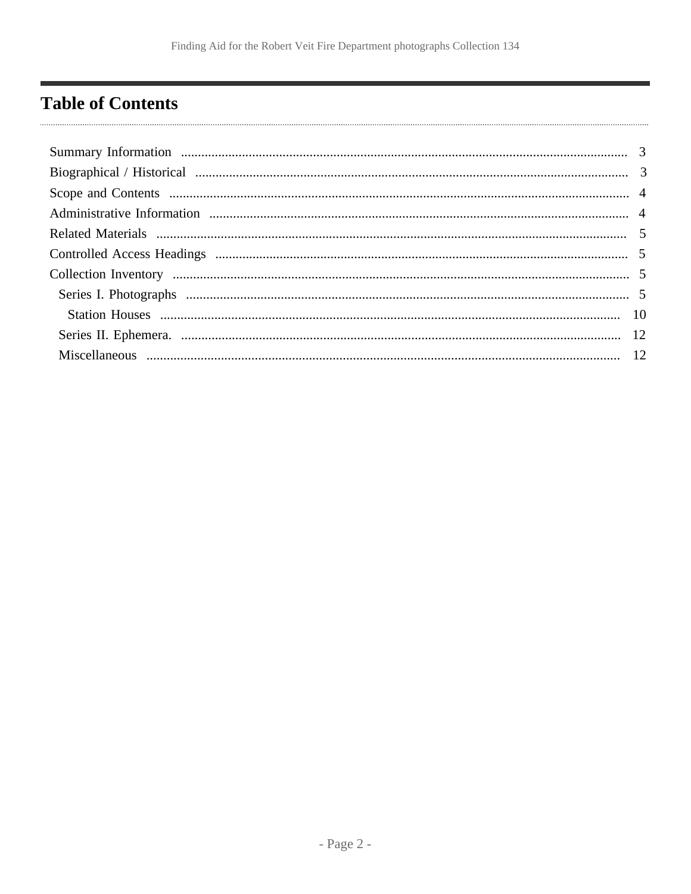## Table of Contents

- Summary Information ... 3
- Biographical / Historical ... 3
- Scope and Contents ... 4
- Administrative Information ... 4
- Related Materials ... 5
- Controlled Access Headings ... 5
- Collection Inventory ... 5
  - Series I. Photographs ... 5
    - Station Houses ... 10
  - Series II. Ephemera. ... 12
  - Miscellaneous ... 12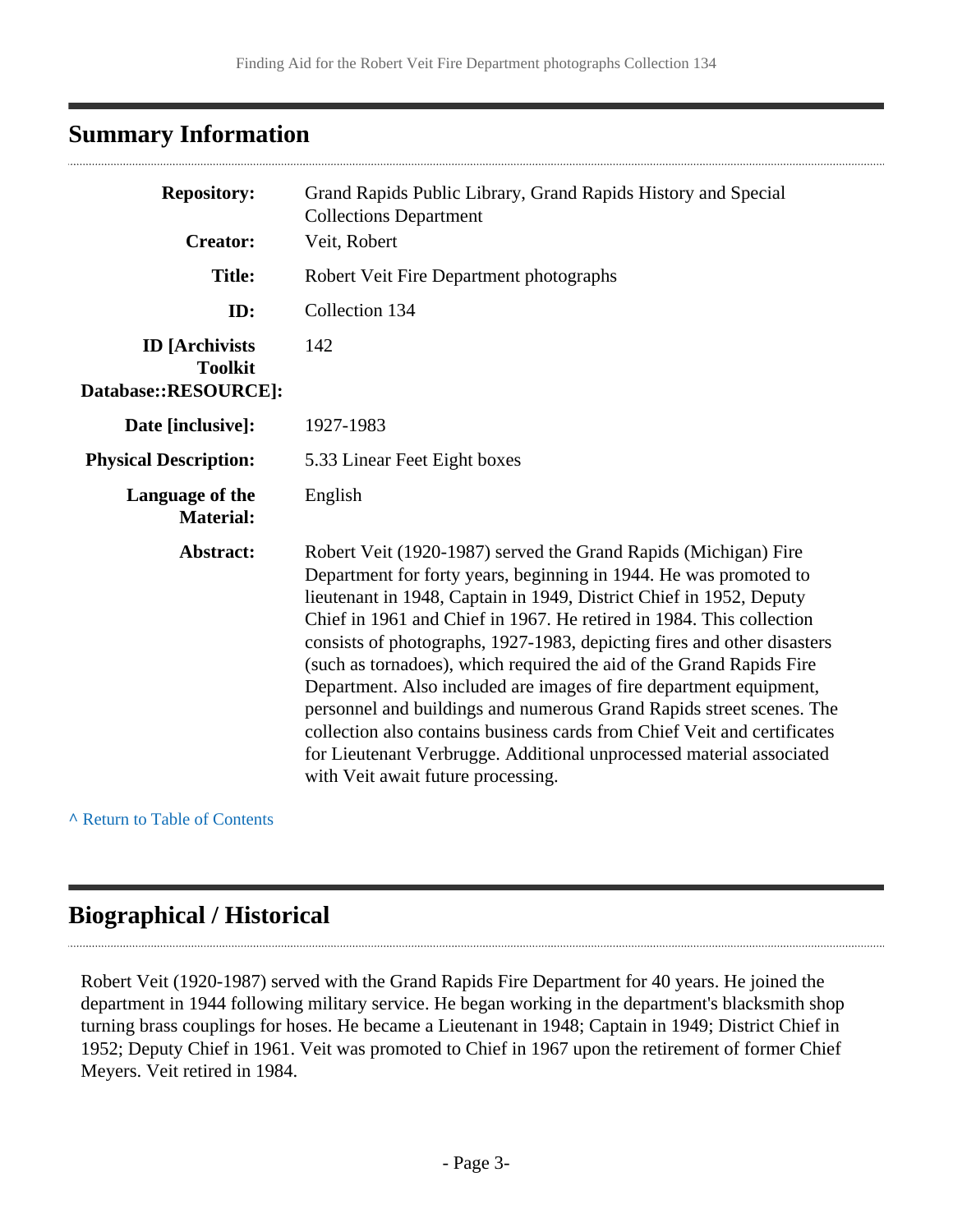## Summary Information

| | |
|---|---|
| **Repository:** | Grand Rapids Public Library, Grand Rapids History and Special Collections Department |
| **Creator:** | Veit, Robert |
| **Title:** | Robert Veit Fire Department photographs |
| **ID:** | Collection 134 |
| **ID [Archivists Toolkit Database::RESOURCE]:** | 142 |
| **Date [inclusive]:** | 1927-1983 |
| **Physical Description:** | 5.33 Linear Feet Eight boxes |
| **Language of the Material:** | English |
| **Abstract:** | Robert Veit (1920-1987) served the Grand Rapids (Michigan) Fire Department for forty years, beginning in 1944. He was promoted to lieutenant in 1948, Captain in 1949, District Chief in 1952, Deputy Chief in 1961 and Chief in 1967. He retired in 1984. This collection consists of photographs, 1927-1983, depicting fires and other disasters (such as tornadoes), which required the aid of the Grand Rapids Fire Department. Also included are images of fire department equipment, personnel and buildings and numerous Grand Rapids street scenes. The collection also contains business cards from Chief Veit and certificates for Lieutenant Verbrugge. Additional unprocessed material associated with Veit await future processing. |

^ Return to Table of Contents

## Biographical / Historical

Robert Veit (1920-1987) served with the Grand Rapids Fire Department for 40 years. He joined the department in 1944 following military service. He began working in the department's blacksmith shop turning brass couplings for hoses. He became a Lieutenant in 1948; Captain in 1949; District Chief in 1952; Deputy Chief in 1961. Veit was promoted to Chief in 1967 upon the retirement of former Chief Meyers. Veit retired in 1984.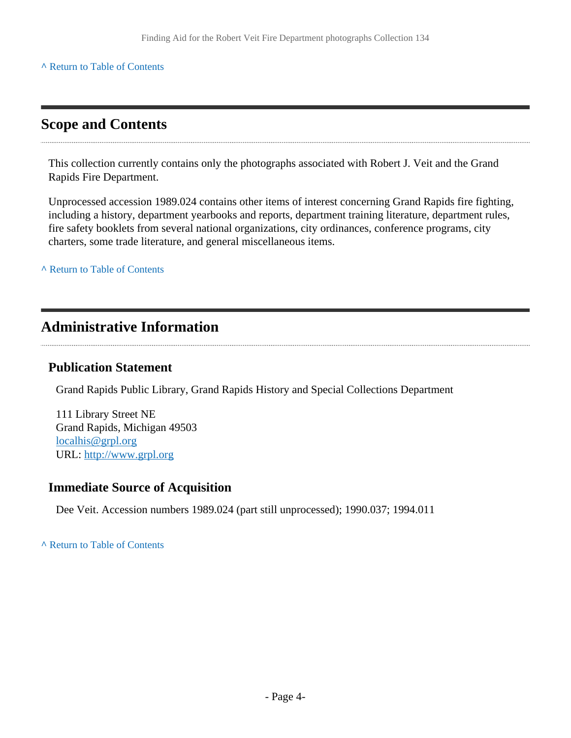^ Return to Table of Contents

## Scope and Contents

This collection currently contains only the photographs associated with Robert J. Veit and the Grand Rapids Fire Department.

Unprocessed accession 1989.024 contains other items of interest concerning Grand Rapids fire fighting, including a history, department yearbooks and reports, department training literature, department rules, fire safety booklets from several national organizations, city ordinances, conference programs, city charters, some trade literature, and general miscellaneous items.

^ Return to Table of Contents

## Administrative Information

### Publication Statement

Grand Rapids Public Library, Grand Rapids History and Special Collections Department

111 Library Street NE
Grand Rapids, Michigan 49503
localhis@grpl.org
URL: http://www.grpl.org

### Immediate Source of Acquisition

Dee Veit. Accession numbers 1989.024 (part still unprocessed); 1990.037; 1994.011

^ Return to Table of Contents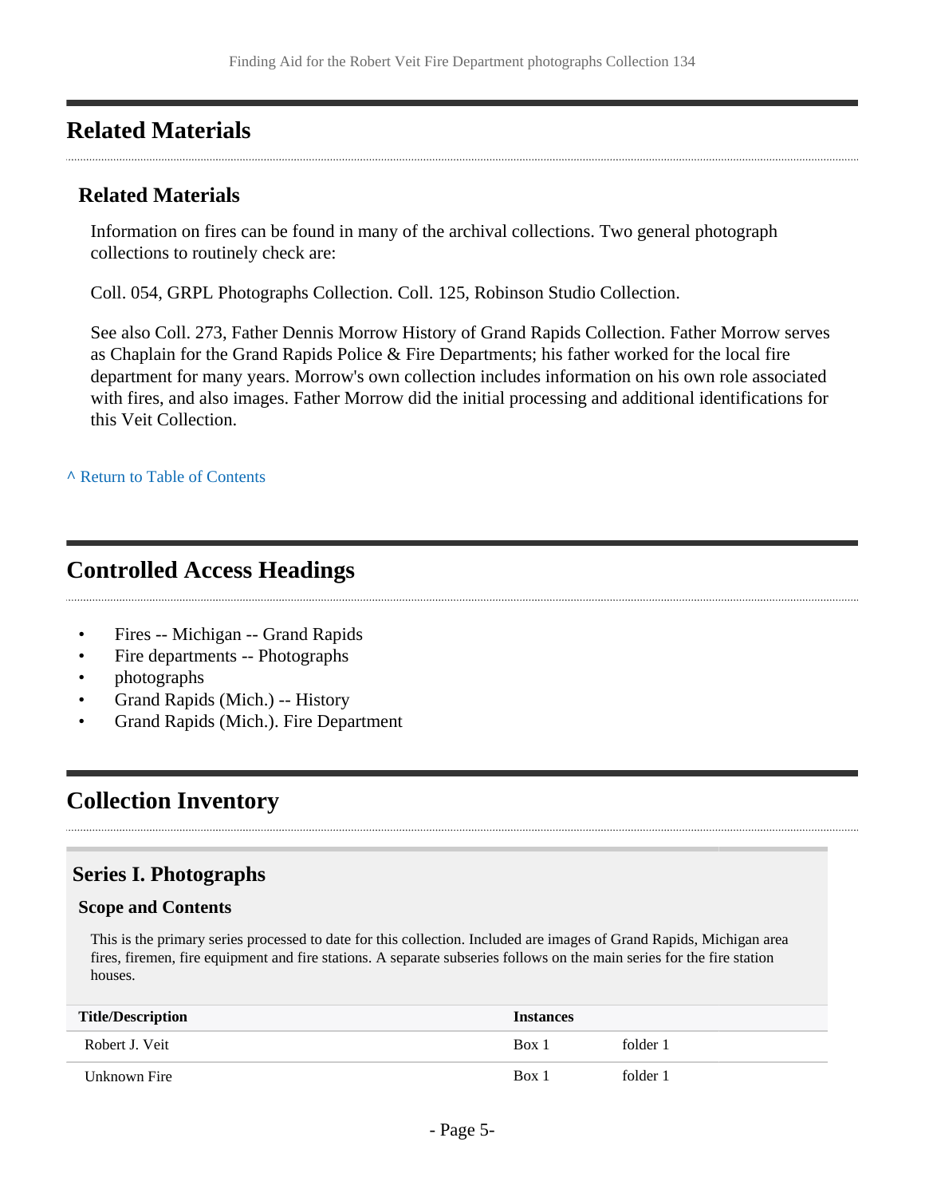## Related Materials

### Related Materials

Information on fires can be found in many of the archival collections. Two general photograph collections to routinely check are:

Coll. 054, GRPL Photographs Collection. Coll. 125, Robinson Studio Collection.

See also Coll. 273, Father Dennis Morrow History of Grand Rapids Collection. Father Morrow serves as Chaplain for the Grand Rapids Police & Fire Departments; his father worked for the local fire department for many years. Morrow's own collection includes information on his own role associated with fires, and also images. Father Morrow did the initial processing and additional identifications for this Veit Collection.

^ Return to Table of Contents

## Controlled Access Headings

- Fires -- Michigan -- Grand Rapids
- Fire departments -- Photographs
- photographs
- Grand Rapids (Mich.) -- History
- Grand Rapids (Mich.). Fire Department

## Collection Inventory

### Series I. Photographs

#### Scope and Contents

This is the primary series processed to date for this collection. Included are images of Grand Rapids, Michigan area fires, firemen, fire equipment and fire stations. A separate subseries follows on the main series for the fire station houses.

| Title/Description | Instances | |
|---|---|---|
| Robert J. Veit | Box 1 | folder 1 |
| Unknown Fire | Box 1 | folder 1 |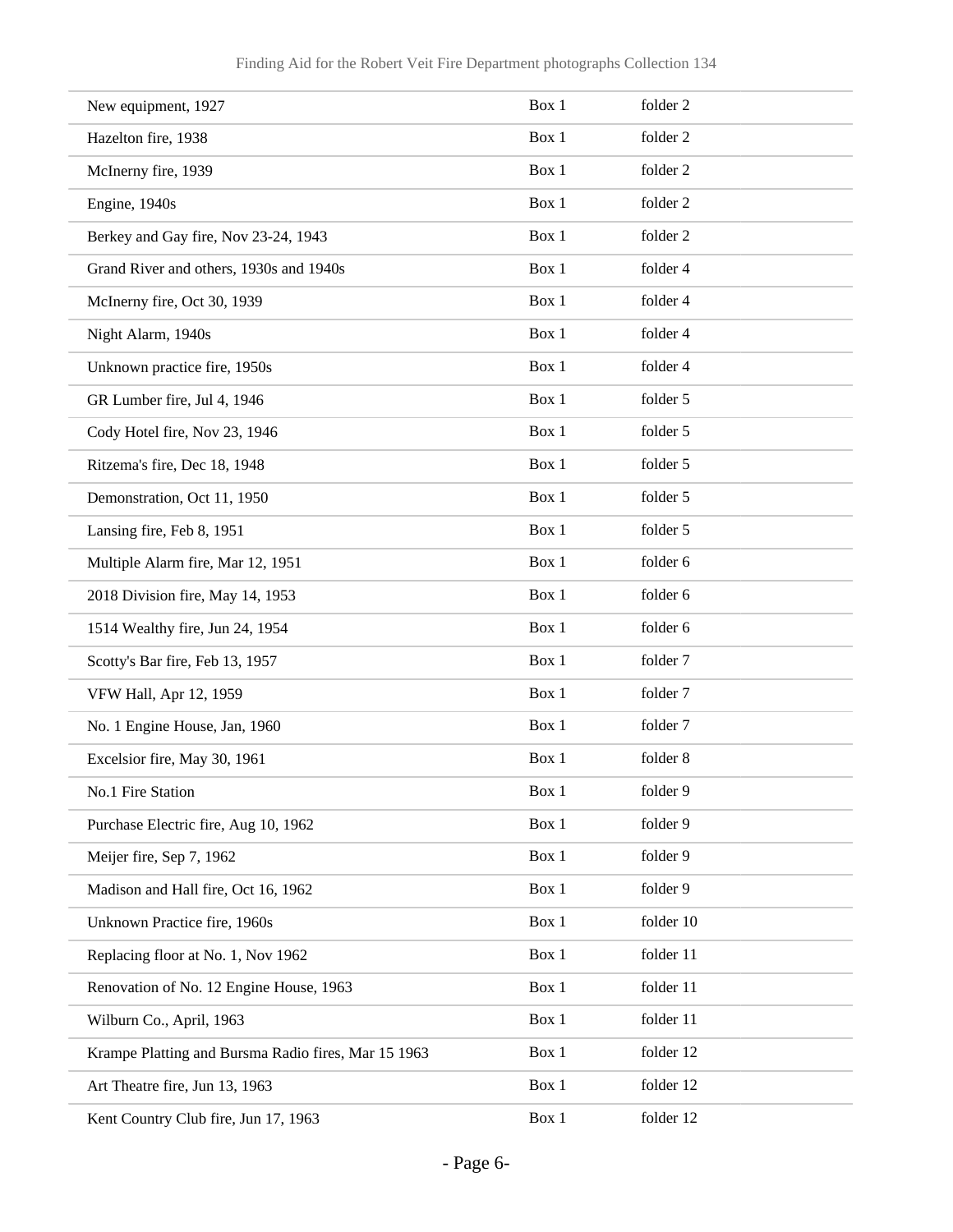| | | |
|---|---|---|
| New equipment, 1927 | Box 1 | folder 2 |
| Hazelton fire, 1938 | Box 1 | folder 2 |
| McInerny fire, 1939 | Box 1 | folder 2 |
| Engine, 1940s | Box 1 | folder 2 |
| Berkey and Gay fire, Nov 23-24, 1943 | Box 1 | folder 2 |
| Grand River and others, 1930s and 1940s | Box 1 | folder 4 |
| McInerny fire, Oct 30, 1939 | Box 1 | folder 4 |
| Night Alarm, 1940s | Box 1 | folder 4 |
| Unknown practice fire, 1950s | Box 1 | folder 4 |
| GR Lumber fire, Jul 4, 1946 | Box 1 | folder 5 |
| Cody Hotel fire, Nov 23, 1946 | Box 1 | folder 5 |
| Ritzema's fire, Dec 18, 1948 | Box 1 | folder 5 |
| Demonstration, Oct 11, 1950 | Box 1 | folder 5 |
| Lansing fire, Feb 8, 1951 | Box 1 | folder 5 |
| Multiple Alarm fire, Mar 12, 1951 | Box 1 | folder 6 |
| 2018 Division fire, May 14, 1953 | Box 1 | folder 6 |
| 1514 Wealthy fire, Jun 24, 1954 | Box 1 | folder 6 |
| Scotty's Bar fire, Feb 13, 1957 | Box 1 | folder 7 |
| VFW Hall, Apr 12, 1959 | Box 1 | folder 7 |
| No. 1 Engine House, Jan, 1960 | Box 1 | folder 7 |
| Excelsior fire, May 30, 1961 | Box 1 | folder 8 |
| No.1 Fire Station | Box 1 | folder 9 |
| Purchase Electric fire, Aug 10, 1962 | Box 1 | folder 9 |
| Meijer fire, Sep 7, 1962 | Box 1 | folder 9 |
| Madison and Hall fire, Oct 16, 1962 | Box 1 | folder 9 |
| Unknown Practice fire, 1960s | Box 1 | folder 10 |
| Replacing floor at No. 1, Nov 1962 | Box 1 | folder 11 |
| Renovation of No. 12 Engine House, 1963 | Box 1 | folder 11 |
| Wilburn Co., April, 1963 | Box 1 | folder 11 |
| Krampe Platting and Bursma Radio fires, Mar 15 1963 | Box 1 | folder 12 |
| Art Theatre fire, Jun 13, 1963 | Box 1 | folder 12 |
| Kent Country Club fire, Jun 17, 1963 | Box 1 | folder 12 |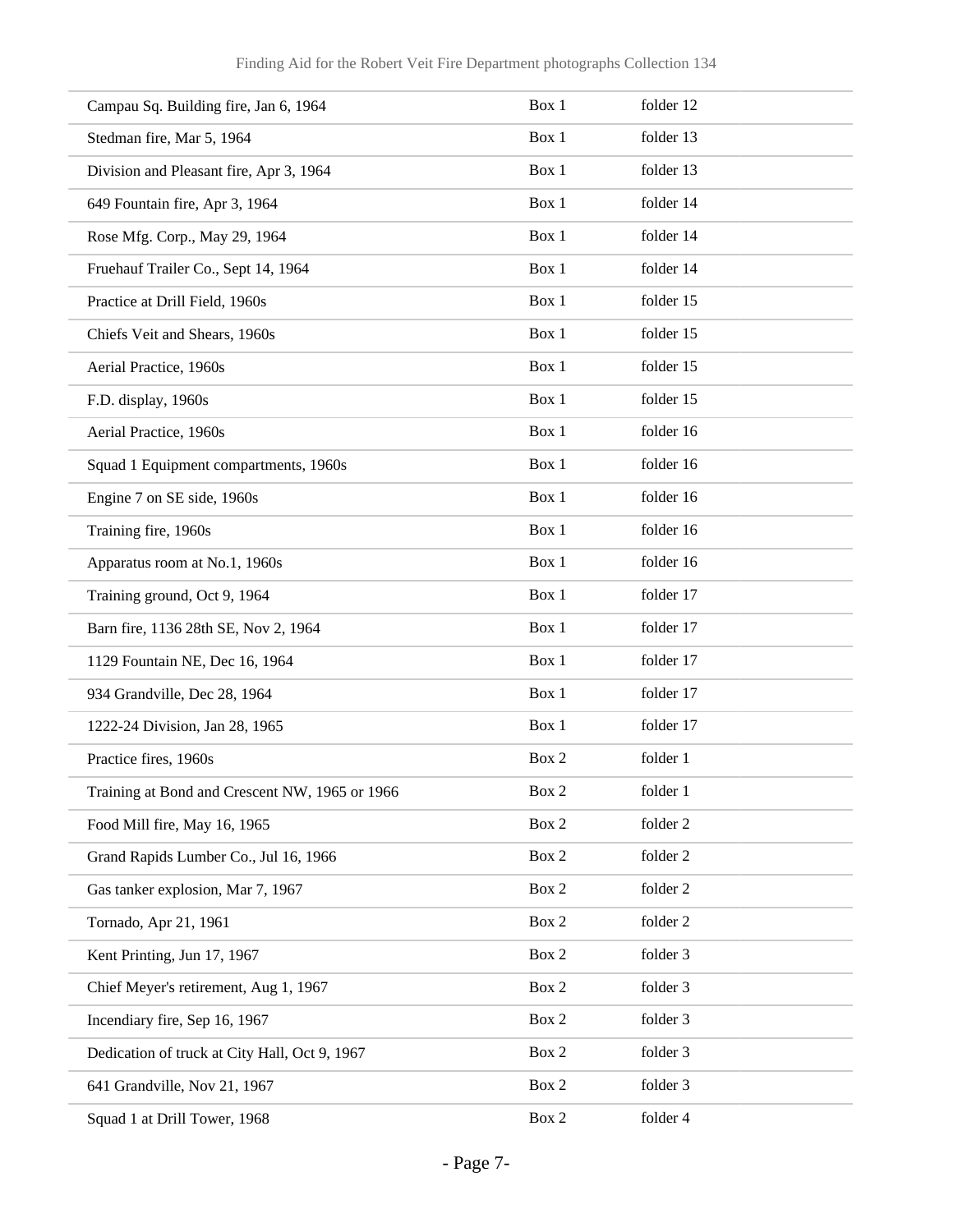| | | |
|---|---|---|
| Campau Sq. Building fire, Jan 6, 1964 | Box 1 | folder 12 |
| Stedman fire, Mar 5, 1964 | Box 1 | folder 13 |
| Division and Pleasant fire, Apr 3, 1964 | Box 1 | folder 13 |
| 649 Fountain fire, Apr 3, 1964 | Box 1 | folder 14 |
| Rose Mfg. Corp., May 29, 1964 | Box 1 | folder 14 |
| Fruehauf Trailer Co., Sept 14, 1964 | Box 1 | folder 14 |
| Practice at Drill Field, 1960s | Box 1 | folder 15 |
| Chiefs Veit and Shears, 1960s | Box 1 | folder 15 |
| Aerial Practice, 1960s | Box 1 | folder 15 |
| F.D. display, 1960s | Box 1 | folder 15 |
| Aerial Practice, 1960s | Box 1 | folder 16 |
| Squad 1 Equipment compartments, 1960s | Box 1 | folder 16 |
| Engine 7 on SE side, 1960s | Box 1 | folder 16 |
| Training fire, 1960s | Box 1 | folder 16 |
| Apparatus room at No.1, 1960s | Box 1 | folder 16 |
| Training ground, Oct 9, 1964 | Box 1 | folder 17 |
| Barn fire, 1136 28th SE, Nov 2, 1964 | Box 1 | folder 17 |
| 1129 Fountain NE, Dec 16, 1964 | Box 1 | folder 17 |
| 934 Grandville, Dec 28, 1964 | Box 1 | folder 17 |
| 1222-24 Division, Jan 28, 1965 | Box 1 | folder 17 |
| Practice fires, 1960s | Box 2 | folder 1 |
| Training at Bond and Crescent NW, 1965 or 1966 | Box 2 | folder 1 |
| Food Mill fire, May 16, 1965 | Box 2 | folder 2 |
| Grand Rapids Lumber Co., Jul 16, 1966 | Box 2 | folder 2 |
| Gas tanker explosion, Mar 7, 1967 | Box 2 | folder 2 |
| Tornado, Apr 21, 1961 | Box 2 | folder 2 |
| Kent Printing, Jun 17, 1967 | Box 2 | folder 3 |
| Chief Meyer's retirement, Aug 1, 1967 | Box 2 | folder 3 |
| Incendiary fire, Sep 16, 1967 | Box 2 | folder 3 |
| Dedication of truck at City Hall, Oct 9, 1967 | Box 2 | folder 3 |
| 641 Grandville, Nov 21, 1967 | Box 2 | folder 3 |
| Squad 1 at Drill Tower, 1968 | Box 2 | folder 4 |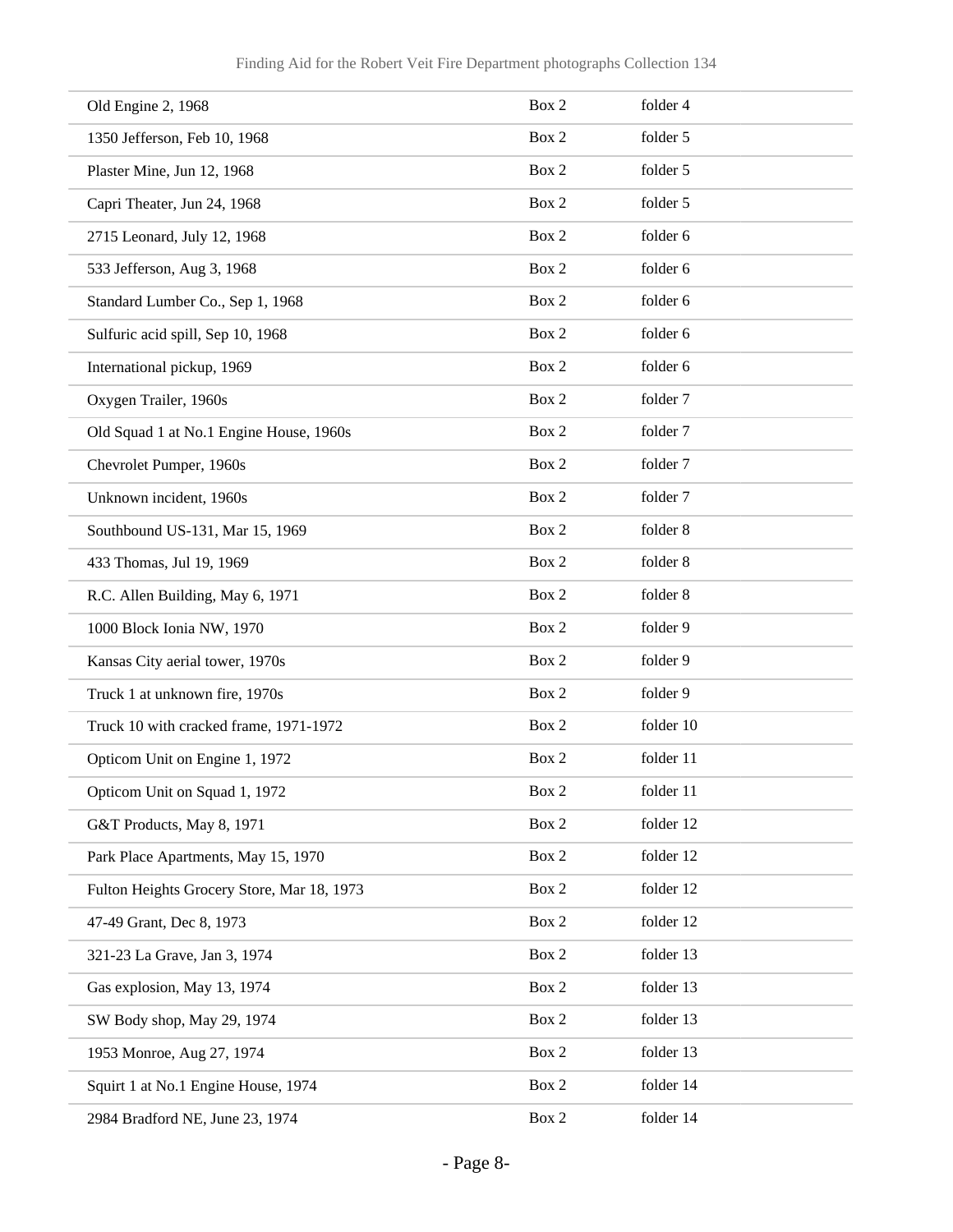| | | |
|---|---|---|
| Old Engine 2, 1968 | Box 2 | folder 4 |
| 1350 Jefferson, Feb 10, 1968 | Box 2 | folder 5 |
| Plaster Mine, Jun 12, 1968 | Box 2 | folder 5 |
| Capri Theater, Jun 24, 1968 | Box 2 | folder 5 |
| 2715 Leonard, July 12, 1968 | Box 2 | folder 6 |
| 533 Jefferson, Aug 3, 1968 | Box 2 | folder 6 |
| Standard Lumber Co., Sep 1, 1968 | Box 2 | folder 6 |
| Sulfuric acid spill, Sep 10, 1968 | Box 2 | folder 6 |
| International pickup, 1969 | Box 2 | folder 6 |
| Oxygen Trailer, 1960s | Box 2 | folder 7 |
| Old Squad 1 at No.1 Engine House, 1960s | Box 2 | folder 7 |
| Chevrolet Pumper, 1960s | Box 2 | folder 7 |
| Unknown incident, 1960s | Box 2 | folder 7 |
| Southbound US-131, Mar 15, 1969 | Box 2 | folder 8 |
| 433 Thomas, Jul 19, 1969 | Box 2 | folder 8 |
| R.C. Allen Building, May 6, 1971 | Box 2 | folder 8 |
| 1000 Block Ionia NW, 1970 | Box 2 | folder 9 |
| Kansas City aerial tower, 1970s | Box 2 | folder 9 |
| Truck 1 at unknown fire, 1970s | Box 2 | folder 9 |
| Truck 10 with cracked frame, 1971-1972 | Box 2 | folder 10 |
| Opticom Unit on Engine 1, 1972 | Box 2 | folder 11 |
| Opticom Unit on Squad 1, 1972 | Box 2 | folder 11 |
| G&T Products, May 8, 1971 | Box 2 | folder 12 |
| Park Place Apartments, May 15, 1970 | Box 2 | folder 12 |
| Fulton Heights Grocery Store, Mar 18, 1973 | Box 2 | folder 12 |
| 47-49 Grant, Dec 8, 1973 | Box 2 | folder 12 |
| 321-23 La Grave, Jan 3, 1974 | Box 2 | folder 13 |
| Gas explosion, May 13, 1974 | Box 2 | folder 13 |
| SW Body shop, May 29, 1974 | Box 2 | folder 13 |
| 1953 Monroe, Aug 27, 1974 | Box 2 | folder 13 |
| Squirt 1 at No.1 Engine House, 1974 | Box 2 | folder 14 |
| 2984 Bradford NE, June 23, 1974 | Box 2 | folder 14 |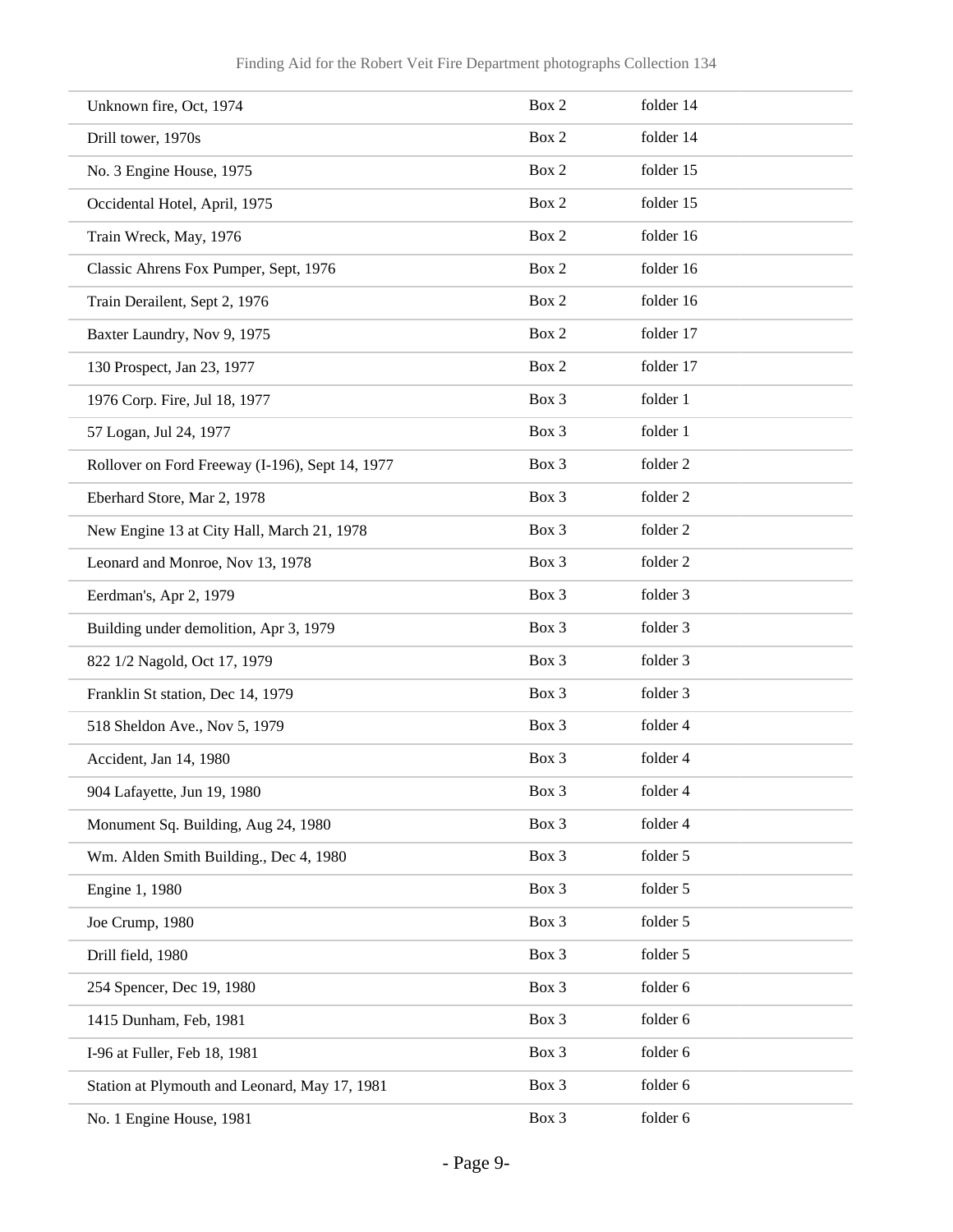| | | |
|---|---|---|
| Unknown fire, Oct, 1974 | Box 2 | folder 14 |
| Drill tower, 1970s | Box 2 | folder 14 |
| No. 3 Engine House, 1975 | Box 2 | folder 15 |
| Occidental Hotel, April, 1975 | Box 2 | folder 15 |
| Train Wreck, May, 1976 | Box 2 | folder 16 |
| Classic Ahrens Fox Pumper, Sept, 1976 | Box 2 | folder 16 |
| Train Derailent, Sept 2, 1976 | Box 2 | folder 16 |
| Baxter Laundry, Nov 9, 1975 | Box 2 | folder 17 |
| 130 Prospect, Jan 23, 1977 | Box 2 | folder 17 |
| 1976 Corp. Fire, Jul 18, 1977 | Box 3 | folder 1 |
| 57 Logan, Jul 24, 1977 | Box 3 | folder 1 |
| Rollover on Ford Freeway (I-196), Sept 14, 1977 | Box 3 | folder 2 |
| Eberhard Store, Mar 2, 1978 | Box 3 | folder 2 |
| New Engine 13 at City Hall, March 21, 1978 | Box 3 | folder 2 |
| Leonard and Monroe, Nov 13, 1978 | Box 3 | folder 2 |
| Eerdman's, Apr 2, 1979 | Box 3 | folder 3 |
| Building under demolition, Apr 3, 1979 | Box 3 | folder 3 |
| 822 1/2 Nagold, Oct 17, 1979 | Box 3 | folder 3 |
| Franklin St station, Dec 14, 1979 | Box 3 | folder 3 |
| 518 Sheldon Ave., Nov 5, 1979 | Box 3 | folder 4 |
| Accident, Jan 14, 1980 | Box 3 | folder 4 |
| 904 Lafayette, Jun 19, 1980 | Box 3 | folder 4 |
| Monument Sq. Building, Aug 24, 1980 | Box 3 | folder 4 |
| Wm. Alden Smith Building., Dec 4, 1980 | Box 3 | folder 5 |
| Engine 1, 1980 | Box 3 | folder 5 |
| Joe Crump, 1980 | Box 3 | folder 5 |
| Drill field, 1980 | Box 3 | folder 5 |
| 254 Spencer, Dec 19, 1980 | Box 3 | folder 6 |
| 1415 Dunham, Feb, 1981 | Box 3 | folder 6 |
| I-96 at Fuller, Feb 18, 1981 | Box 3 | folder 6 |
| Station at Plymouth and Leonard, May 17, 1981 | Box 3 | folder 6 |
| No. 1 Engine House, 1981 | Box 3 | folder 6 |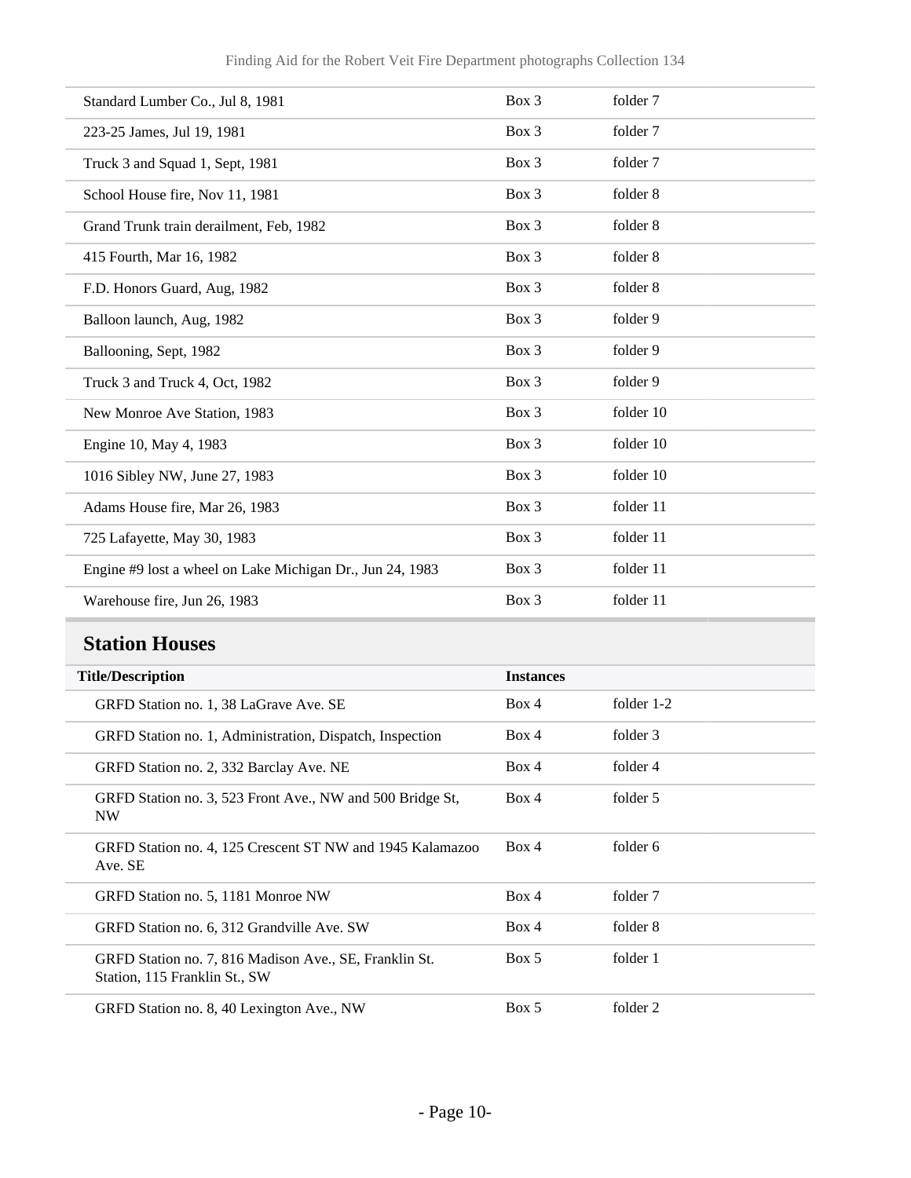| | | |
|---|---|---|
| Standard Lumber Co., Jul 8, 1981 | Box 3 | folder 7 |
| 223-25 James, Jul 19, 1981 | Box 3 | folder 7 |
| Truck 3 and Squad 1, Sept, 1981 | Box 3 | folder 7 |
| School House fire, Nov 11, 1981 | Box 3 | folder 8 |
| Grand Trunk train derailment, Feb, 1982 | Box 3 | folder 8 |
| 415 Fourth, Mar 16, 1982 | Box 3 | folder 8 |
| F.D. Honors Guard, Aug, 1982 | Box 3 | folder 8 |
| Balloon launch, Aug, 1982 | Box 3 | folder 9 |
| Ballooning, Sept, 1982 | Box 3 | folder 9 |
| Truck 3 and Truck 4, Oct, 1982 | Box 3 | folder 9 |
| New Monroe Ave Station, 1983 | Box 3 | folder 10 |
| Engine 10, May 4, 1983 | Box 3 | folder 10 |
| 1016 Sibley NW, June 27, 1983 | Box 3 | folder 10 |
| Adams House fire, Mar 26, 1983 | Box 3 | folder 11 |
| 725 Lafayette, May 30, 1983 | Box 3 | folder 11 |
| Engine #9 lost a wheel on Lake Michigan Dr., Jun 24, 1983 | Box 3 | folder 11 |
| Warehouse fire, Jun 26, 1983 | Box 3 | folder 11 |

## Station Houses

| Title/Description | Instances | |
|---|---|---|
| GRFD Station no. 1, 38 LaGrave Ave. SE | Box 4 | folder 1-2 |
| GRFD Station no. 1, Administration, Dispatch, Inspection | Box 4 | folder 3 |
| GRFD Station no. 2, 332 Barclay Ave. NE | Box 4 | folder 4 |
| GRFD Station no. 3, 523 Front Ave., NW and 500 Bridge St, NW | Box 4 | folder 5 |
| GRFD Station no. 4, 125 Crescent ST NW and 1945 Kalamazoo Ave. SE | Box 4 | folder 6 |
| GRFD Station no. 5, 1181 Monroe NW | Box 4 | folder 7 |
| GRFD Station no. 6, 312 Grandville Ave. SW | Box 4 | folder 8 |
| GRFD Station no. 7, 816 Madison Ave., SE, Franklin St. Station, 115 Franklin St., SW | Box 5 | folder 1 |
| GRFD Station no. 8, 40 Lexington Ave., NW | Box 5 | folder 2 |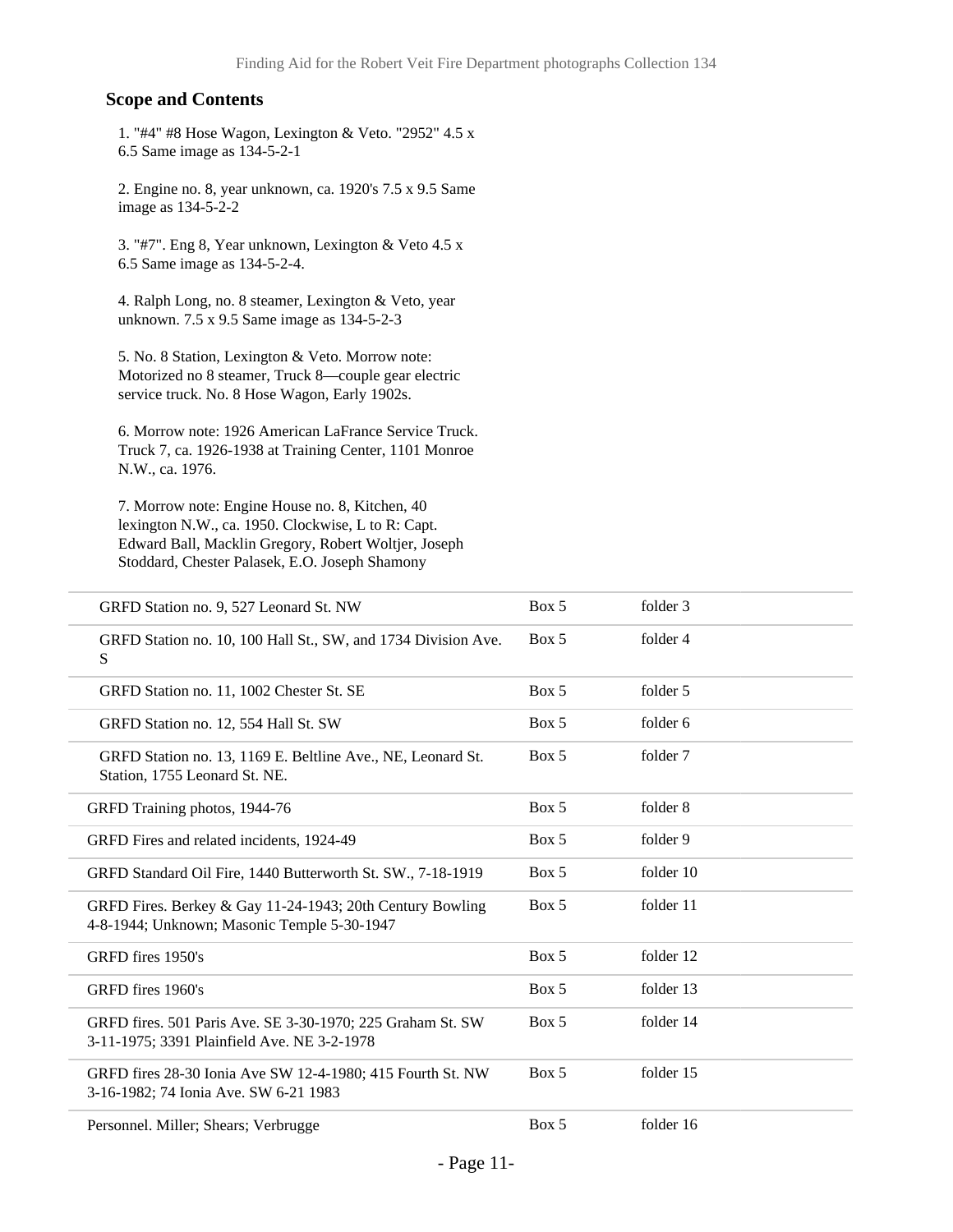## Scope and Contents

1. "#4" #8 Hose Wagon, Lexington & Veto. "2952" 4.5 x 6.5 Same image as 134-5-2-1

2. Engine no. 8, year unknown, ca. 1920's 7.5 x 9.5 Same image as 134-5-2-2

3. "#7". Eng 8, Year unknown, Lexington & Veto 4.5 x 6.5 Same image as 134-5-2-4.

4. Ralph Long, no. 8 steamer, Lexington & Veto, year unknown. 7.5 x 9.5 Same image as 134-5-2-3

5. No. 8 Station, Lexington & Veto. Morrow note: Motorized no 8 steamer, Truck 8—couple gear electric service truck. No. 8 Hose Wagon, Early 1902s.

6. Morrow note: 1926 American LaFrance Service Truck. Truck 7, ca. 1926-1938 at Training Center, 1101 Monroe N.W., ca. 1976.

7. Morrow note: Engine House no. 8, Kitchen, 40 lexington N.W., ca. 1950. Clockwise, L to R: Capt. Edward Ball, Macklin Gregory, Robert Woltjer, Joseph Stoddard, Chester Palasek, E.O. Joseph Shamony

| | | |
|---|---|---|
| GRFD Station no. 9, 527 Leonard St. NW | Box 5 | folder 3 |
| GRFD Station no. 10, 100 Hall St., SW, and 1734 Division Ave. S | Box 5 | folder 4 |
| GRFD Station no. 11, 1002 Chester St. SE | Box 5 | folder 5 |
| GRFD Station no. 12, 554 Hall St. SW | Box 5 | folder 6 |
| GRFD Station no. 13, 1169 E. Beltline Ave., NE, Leonard St. Station, 1755 Leonard St. NE. | Box 5 | folder 7 |
| GRFD Training photos, 1944-76 | Box 5 | folder 8 |
| GRFD Fires and related incidents, 1924-49 | Box 5 | folder 9 |
| GRFD Standard Oil Fire, 1440 Butterworth St. SW., 7-18-1919 | Box 5 | folder 10 |
| GRFD Fires. Berkey & Gay 11-24-1943; 20th Century Bowling 4-8-1944; Unknown; Masonic Temple 5-30-1947 | Box 5 | folder 11 |
| GRFD fires 1950's | Box 5 | folder 12 |
| GRFD fires 1960's | Box 5 | folder 13 |
| GRFD fires. 501 Paris Ave. SE 3-30-1970; 225 Graham St. SW 3-11-1975; 3391 Plainfield Ave. NE 3-2-1978 | Box 5 | folder 14 |
| GRFD fires 28-30 Ionia Ave SW 12-4-1980; 415 Fourth St. NW 3-16-1982; 74 Ionia Ave. SW 6-21 1983 | Box 5 | folder 15 |
| Personnel. Miller; Shears; Verbrugge | Box 5 | folder 16 |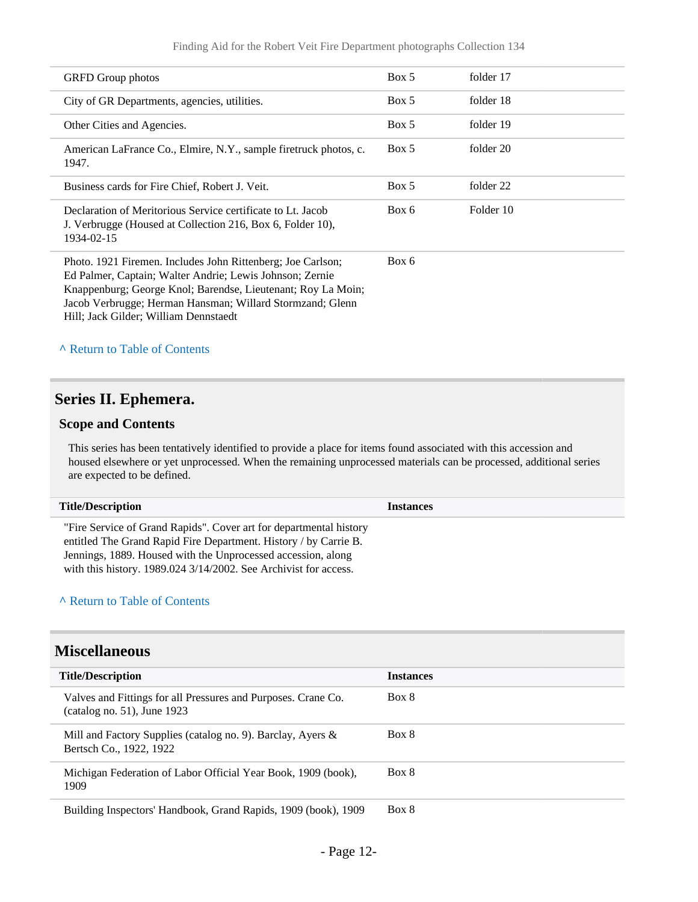| | | |
|---|---|---|
| GRFD Group photos | Box 5 | folder 17 |
| City of GR Departments, agencies, utilities. | Box 5 | folder 18 |
| Other Cities and Agencies. | Box 5 | folder 19 |
| American LaFrance Co., Elmire, N.Y., sample firetruck photos, c. 1947. | Box 5 | folder 20 |
| Business cards for Fire Chief, Robert J. Veit. | Box 5 | folder 22 |
| Declaration of Meritorious Service certificate to Lt. Jacob J. Verbrugge (Housed at Collection 216, Box 6, Folder 10), 1934-02-15 | Box 6 | Folder 10 |
| Photo. 1921 Firemen. Includes John Rittenberg; Joe Carlson; Ed Palmer, Captain; Walter Andrie; Lewis Johnson; Zernie Knappenburg; George Knol; Barendse, Lieutenant; Roy La Moin; Jacob Verbrugge; Herman Hansman; Willard Stormzand; Glenn Hill; Jack Gilder; William Dennstaedt | Box 6 | |

^ Return to Table of Contents

## Series II. Ephemera.

### Scope and Contents

This series has been tentatively identified to provide a place for items found associated with this accession and housed elsewhere or yet unprocessed. When the remaining unprocessed materials can be processed, additional series are expected to be defined.

| Title/Description | Instances |
|---|---|
| "Fire Service of Grand Rapids". Cover art for departmental history entitled The Grand Rapid Fire Department. History / by Carrie B. Jennings, 1889. Housed with the Unprocessed accession, along with this history. 1989.024 3/14/2002. See Archivist for access. | |

^ Return to Table of Contents

## Miscellaneous

| Title/Description | Instances |
|---|---|
| Valves and Fittings for all Pressures and Purposes. Crane Co. (catalog no. 51), June 1923 | Box 8 |
| Mill and Factory Supplies (catalog no. 9). Barclay, Ayers & Bertsch Co., 1922, 1922 | Box 8 |
| Michigan Federation of Labor Official Year Book, 1909 (book), 1909 | Box 8 |
| Building Inspectors' Handbook, Grand Rapids, 1909 (book), 1909 | Box 8 |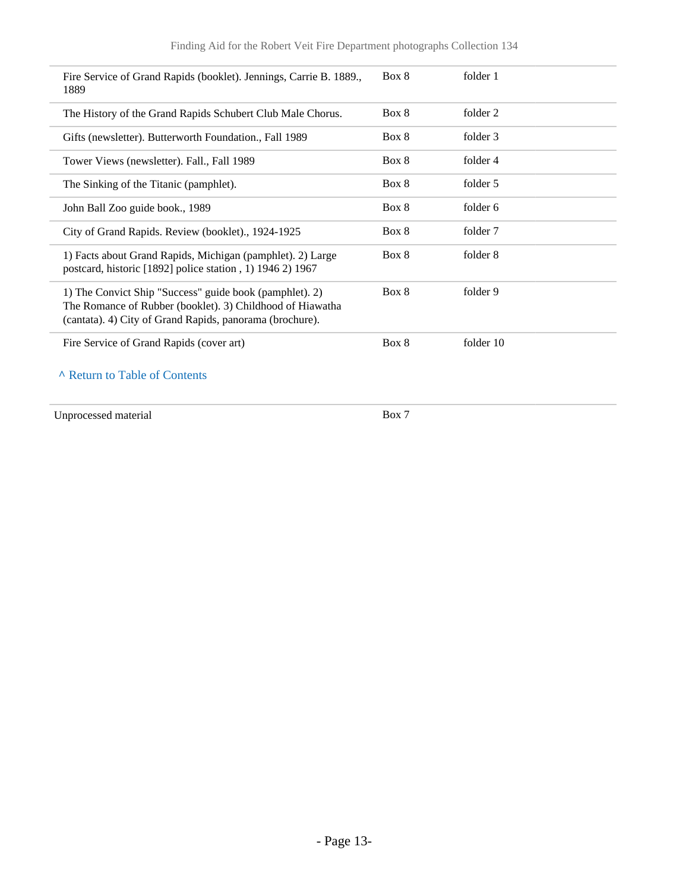| | | |
|---|---|---|
| Fire Service of Grand Rapids (booklet). Jennings, Carrie B. 1889., 1889 | Box 8 | folder 1 |
| The History of the Grand Rapids Schubert Club Male Chorus. | Box 8 | folder 2 |
| Gifts (newsletter). Butterworth Foundation., Fall 1989 | Box 8 | folder 3 |
| Tower Views (newsletter). Fall., Fall 1989 | Box 8 | folder 4 |
| The Sinking of the Titanic (pamphlet). | Box 8 | folder 5 |
| John Ball Zoo guide book., 1989 | Box 8 | folder 6 |
| City of Grand Rapids. Review (booklet)., 1924-1925 | Box 8 | folder 7 |
| 1) Facts about Grand Rapids, Michigan (pamphlet). 2) Large postcard, historic [1892] police station , 1) 1946 2) 1967 | Box 8 | folder 8 |
| 1) The Convict Ship "Success" guide book (pamphlet). 2) The Romance of Rubber (booklet). 3) Childhood of Hiawatha (cantata). 4) City of Grand Rapids, panorama (brochure). | Box 8 | folder 9 |
| Fire Service of Grand Rapids (cover art) | Box 8 | folder 10 |

^ Return to Table of Contents

| | |
|---|---|
| Unprocessed material | Box 7 |